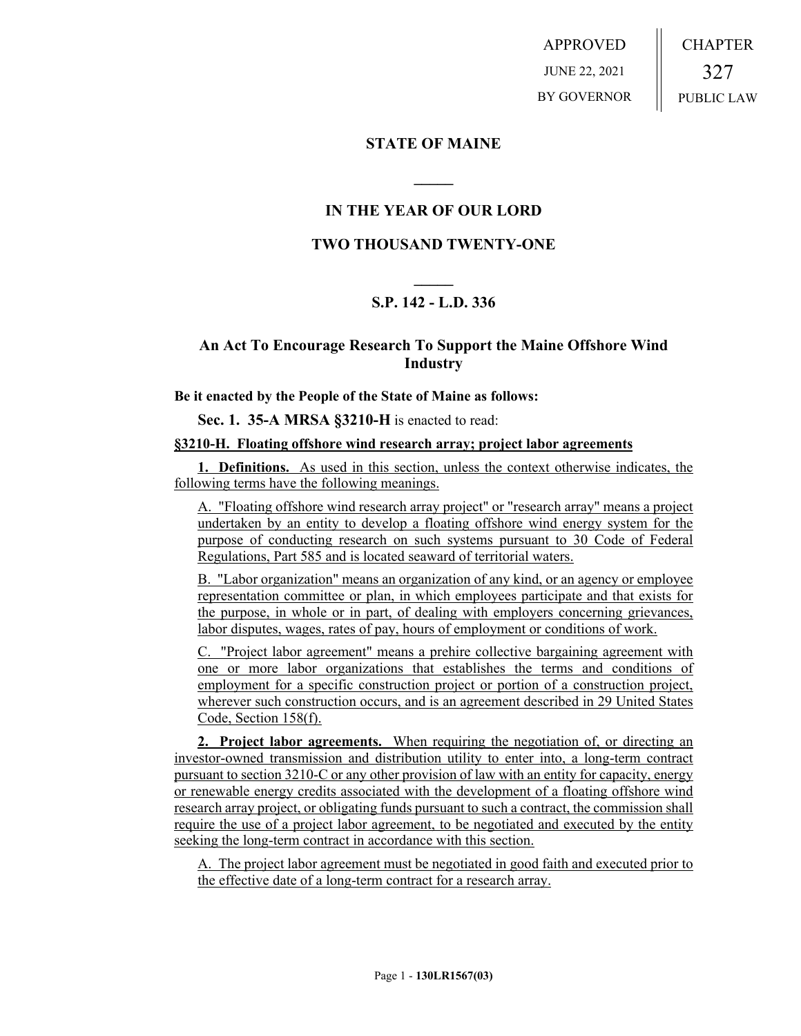APPROVED
JUNE 22, 2021
BY GOVERNOR

CHAPTER
327
PUBLIC LAW

## STATE OF MAINE

## IN THE YEAR OF OUR LORD

## TWO THOUSAND TWENTY-ONE

## S.P. 142 - L.D. 336

## An Act To Encourage Research To Support the Maine Offshore Wind Industry

**Be it enacted by the People of the State of Maine as follows:**

**Sec. 1. 35-A MRSA §3210-H** is enacted to read:

**§3210-H. Floating offshore wind research array; project labor agreements**

**1. Definitions.** As used in this section, unless the context otherwise indicates, the following terms have the following meanings.

A. "Floating offshore wind research array project" or "research array" means a project undertaken by an entity to develop a floating offshore wind energy system for the purpose of conducting research on such systems pursuant to 30 Code of Federal Regulations, Part 585 and is located seaward of territorial waters.

B. "Labor organization" means an organization of any kind, or an agency or employee representation committee or plan, in which employees participate and that exists for the purpose, in whole or in part, of dealing with employers concerning grievances, labor disputes, wages, rates of pay, hours of employment or conditions of work.

C. "Project labor agreement" means a prehire collective bargaining agreement with one or more labor organizations that establishes the terms and conditions of employment for a specific construction project or portion of a construction project, wherever such construction occurs, and is an agreement described in 29 United States Code, Section 158(f).

**2. Project labor agreements.** When requiring the negotiation of, or directing an investor-owned transmission and distribution utility to enter into, a long-term contract pursuant to section 3210-C or any other provision of law with an entity for capacity, energy or renewable energy credits associated with the development of a floating offshore wind research array project, or obligating funds pursuant to such a contract, the commission shall require the use of a project labor agreement, to be negotiated and executed by the entity seeking the long-term contract in accordance with this section.

A. The project labor agreement must be negotiated in good faith and executed prior to the effective date of a long-term contract for a research array.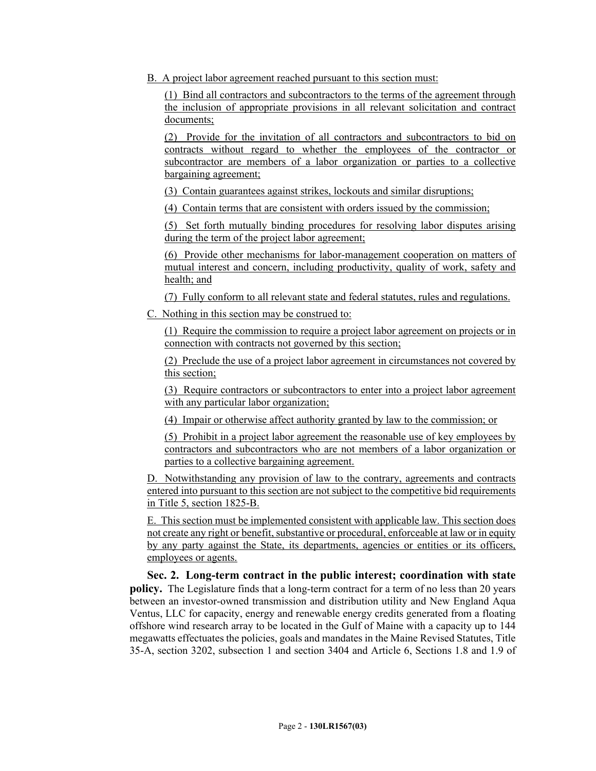B. A project labor agreement reached pursuant to this section must:

(1) Bind all contractors and subcontractors to the terms of the agreement through the inclusion of appropriate provisions in all relevant solicitation and contract documents;

(2) Provide for the invitation of all contractors and subcontractors to bid on contracts without regard to whether the employees of the contractor or subcontractor are members of a labor organization or parties to a collective bargaining agreement;

(3) Contain guarantees against strikes, lockouts and similar disruptions;

(4) Contain terms that are consistent with orders issued by the commission;

(5) Set forth mutually binding procedures for resolving labor disputes arising during the term of the project labor agreement;

(6) Provide other mechanisms for labor-management cooperation on matters of mutual interest and concern, including productivity, quality of work, safety and health; and

(7) Fully conform to all relevant state and federal statutes, rules and regulations.

C. Nothing in this section may be construed to:

(1) Require the commission to require a project labor agreement on projects or in connection with contracts not governed by this section;

(2) Preclude the use of a project labor agreement in circumstances not covered by this section;

(3) Require contractors or subcontractors to enter into a project labor agreement with any particular labor organization;

(4) Impair or otherwise affect authority granted by law to the commission; or

(5) Prohibit in a project labor agreement the reasonable use of key employees by contractors and subcontractors who are not members of a labor organization or parties to a collective bargaining agreement.

D. Notwithstanding any provision of law to the contrary, agreements and contracts entered into pursuant to this section are not subject to the competitive bid requirements in Title 5, section 1825-B.

E. This section must be implemented consistent with applicable law. This section does not create any right or benefit, substantive or procedural, enforceable at law or in equity by any party against the State, its departments, agencies or entities or its officers, employees or agents.

**Sec. 2. Long-term contract in the public interest; coordination with state policy.** The Legislature finds that a long-term contract for a term of no less than 20 years between an investor-owned transmission and distribution utility and New England Aqua Ventus, LLC for capacity, energy and renewable energy credits generated from a floating offshore wind research array to be located in the Gulf of Maine with a capacity up to 144 megawatts effectuates the policies, goals and mandates in the Maine Revised Statutes, Title 35-A, section 3202, subsection 1 and section 3404 and Article 6, Sections 1.8 and 1.9 of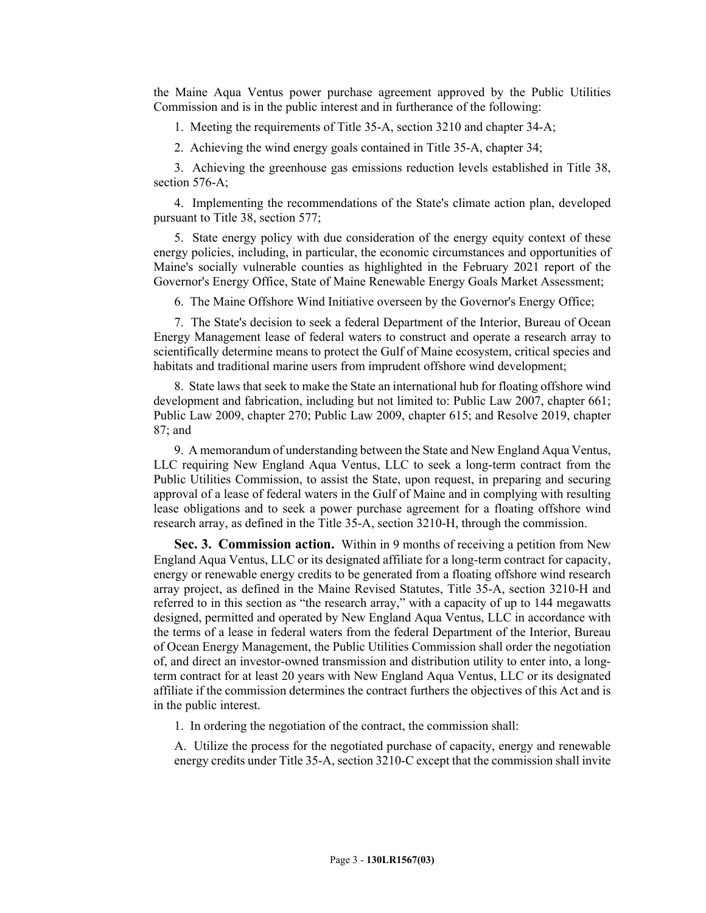the Maine Aqua Ventus power purchase agreement approved by the Public Utilities Commission and is in the public interest and in furtherance of the following:

1. Meeting the requirements of Title 35-A, section 3210 and chapter 34-A;

2. Achieving the wind energy goals contained in Title 35-A, chapter 34;

3. Achieving the greenhouse gas emissions reduction levels established in Title 38, section 576-A;

4. Implementing the recommendations of the State's climate action plan, developed pursuant to Title 38, section 577;

5. State energy policy with due consideration of the energy equity context of these energy policies, including, in particular, the economic circumstances and opportunities of Maine's socially vulnerable counties as highlighted in the February 2021 report of the Governor's Energy Office, State of Maine Renewable Energy Goals Market Assessment;

6. The Maine Offshore Wind Initiative overseen by the Governor's Energy Office;

7. The State's decision to seek a federal Department of the Interior, Bureau of Ocean Energy Management lease of federal waters to construct and operate a research array to scientifically determine means to protect the Gulf of Maine ecosystem, critical species and habitats and traditional marine users from imprudent offshore wind development;

8. State laws that seek to make the State an international hub for floating offshore wind development and fabrication, including but not limited to: Public Law 2007, chapter 661; Public Law 2009, chapter 270; Public Law 2009, chapter 615; and Resolve 2019, chapter 87; and

9. A memorandum of understanding between the State and New England Aqua Ventus, LLC requiring New England Aqua Ventus, LLC to seek a long-term contract from the Public Utilities Commission, to assist the State, upon request, in preparing and securing approval of a lease of federal waters in the Gulf of Maine and in complying with resulting lease obligations and to seek a power purchase agreement for a floating offshore wind research array, as defined in the Title 35-A, section 3210-H, through the commission.

**Sec. 3. Commission action.** Within in 9 months of receiving a petition from New England Aqua Ventus, LLC or its designated affiliate for a long-term contract for capacity, energy or renewable energy credits to be generated from a floating offshore wind research array project, as defined in the Maine Revised Statutes, Title 35-A, section 3210-H and referred to in this section as "the research array," with a capacity of up to 144 megawatts designed, permitted and operated by New England Aqua Ventus, LLC in accordance with the terms of a lease in federal waters from the federal Department of the Interior, Bureau of Ocean Energy Management, the Public Utilities Commission shall order the negotiation of, and direct an investor-owned transmission and distribution utility to enter into, a long-term contract for at least 20 years with New England Aqua Ventus, LLC or its designated affiliate if the commission determines the contract furthers the objectives of this Act and is in the public interest.

1. In ordering the negotiation of the contract, the commission shall:

A. Utilize the process for the negotiated purchase of capacity, energy and renewable energy credits under Title 35-A, section 3210-C except that the commission shall invite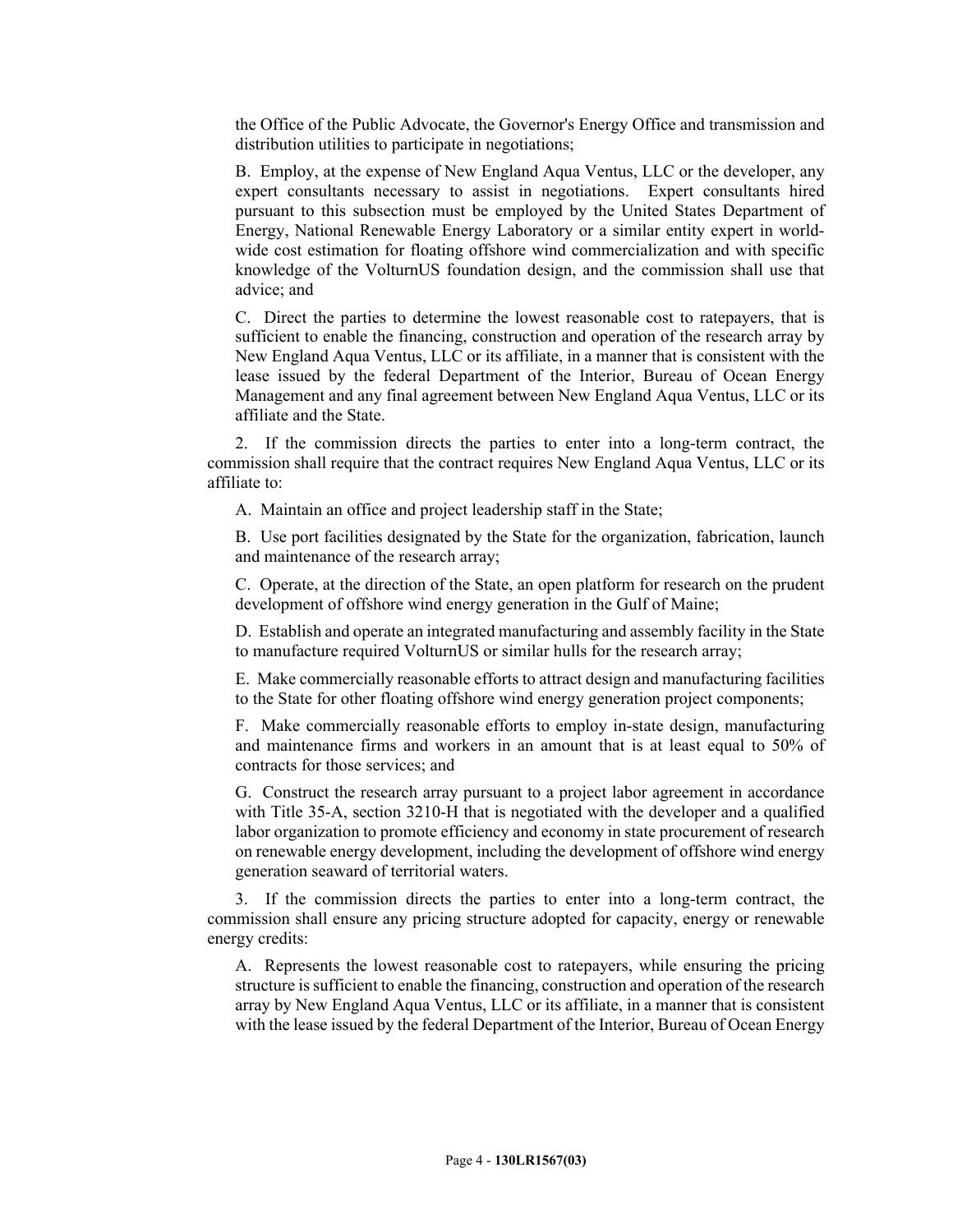the Office of the Public Advocate, the Governor's Energy Office and transmission and distribution utilities to participate in negotiations;

B. Employ, at the expense of New England Aqua Ventus, LLC or the developer, any expert consultants necessary to assist in negotiations. Expert consultants hired pursuant to this subsection must be employed by the United States Department of Energy, National Renewable Energy Laboratory or a similar entity expert in world-wide cost estimation for floating offshore wind commercialization and with specific knowledge of the VolturnUS foundation design, and the commission shall use that advice; and

C. Direct the parties to determine the lowest reasonable cost to ratepayers, that is sufficient to enable the financing, construction and operation of the research array by New England Aqua Ventus, LLC or its affiliate, in a manner that is consistent with the lease issued by the federal Department of the Interior, Bureau of Ocean Energy Management and any final agreement between New England Aqua Ventus, LLC or its affiliate and the State.

2. If the commission directs the parties to enter into a long-term contract, the commission shall require that the contract requires New England Aqua Ventus, LLC or its affiliate to:

A. Maintain an office and project leadership staff in the State;

B. Use port facilities designated by the State for the organization, fabrication, launch and maintenance of the research array;

C. Operate, at the direction of the State, an open platform for research on the prudent development of offshore wind energy generation in the Gulf of Maine;

D. Establish and operate an integrated manufacturing and assembly facility in the State to manufacture required VolturnUS or similar hulls for the research array;

E. Make commercially reasonable efforts to attract design and manufacturing facilities to the State for other floating offshore wind energy generation project components;

F. Make commercially reasonable efforts to employ in-state design, manufacturing and maintenance firms and workers in an amount that is at least equal to 50% of contracts for those services; and

G. Construct the research array pursuant to a project labor agreement in accordance with Title 35-A, section 3210-H that is negotiated with the developer and a qualified labor organization to promote efficiency and economy in state procurement of research on renewable energy development, including the development of offshore wind energy generation seaward of territorial waters.

3. If the commission directs the parties to enter into a long-term contract, the commission shall ensure any pricing structure adopted for capacity, energy or renewable energy credits:

A. Represents the lowest reasonable cost to ratepayers, while ensuring the pricing structure is sufficient to enable the financing, construction and operation of the research array by New England Aqua Ventus, LLC or its affiliate, in a manner that is consistent with the lease issued by the federal Department of the Interior, Bureau of Ocean Energy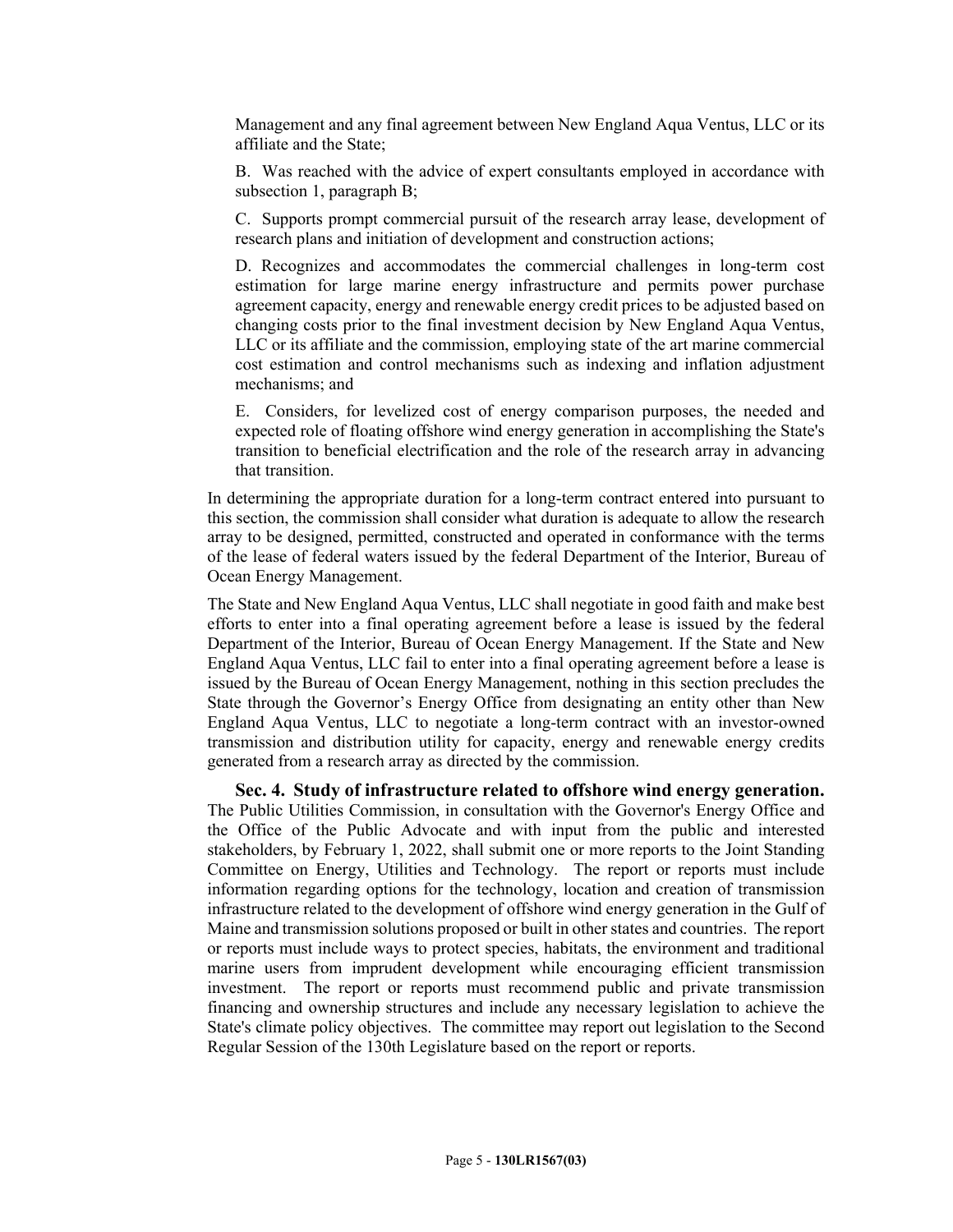Management and any final agreement between New England Aqua Ventus, LLC or its affiliate and the State;

B. Was reached with the advice of expert consultants employed in accordance with subsection 1, paragraph B;

C. Supports prompt commercial pursuit of the research array lease, development of research plans and initiation of development and construction actions;

D. Recognizes and accommodates the commercial challenges in long-term cost estimation for large marine energy infrastructure and permits power purchase agreement capacity, energy and renewable energy credit prices to be adjusted based on changing costs prior to the final investment decision by New England Aqua Ventus, LLC or its affiliate and the commission, employing state of the art marine commercial cost estimation and control mechanisms such as indexing and inflation adjustment mechanisms; and

E. Considers, for levelized cost of energy comparison purposes, the needed and expected role of floating offshore wind energy generation in accomplishing the State's transition to beneficial electrification and the role of the research array in advancing that transition.

In determining the appropriate duration for a long-term contract entered into pursuant to this section, the commission shall consider what duration is adequate to allow the research array to be designed, permitted, constructed and operated in conformance with the terms of the lease of federal waters issued by the federal Department of the Interior, Bureau of Ocean Energy Management.

The State and New England Aqua Ventus, LLC shall negotiate in good faith and make best efforts to enter into a final operating agreement before a lease is issued by the federal Department of the Interior, Bureau of Ocean Energy Management. If the State and New England Aqua Ventus, LLC fail to enter into a final operating agreement before a lease is issued by the Bureau of Ocean Energy Management, nothing in this section precludes the State through the Governor's Energy Office from designating an entity other than New England Aqua Ventus, LLC to negotiate a long-term contract with an investor-owned transmission and distribution utility for capacity, energy and renewable energy credits generated from a research array as directed by the commission.

**Sec. 4. Study of infrastructure related to offshore wind energy generation.** The Public Utilities Commission, in consultation with the Governor's Energy Office and the Office of the Public Advocate and with input from the public and interested stakeholders, by February 1, 2022, shall submit one or more reports to the Joint Standing Committee on Energy, Utilities and Technology. The report or reports must include information regarding options for the technology, location and creation of transmission infrastructure related to the development of offshore wind energy generation in the Gulf of Maine and transmission solutions proposed or built in other states and countries. The report or reports must include ways to protect species, habitats, the environment and traditional marine users from imprudent development while encouraging efficient transmission investment. The report or reports must recommend public and private transmission financing and ownership structures and include any necessary legislation to achieve the State's climate policy objectives. The committee may report out legislation to the Second Regular Session of the 130th Legislature based on the report or reports.